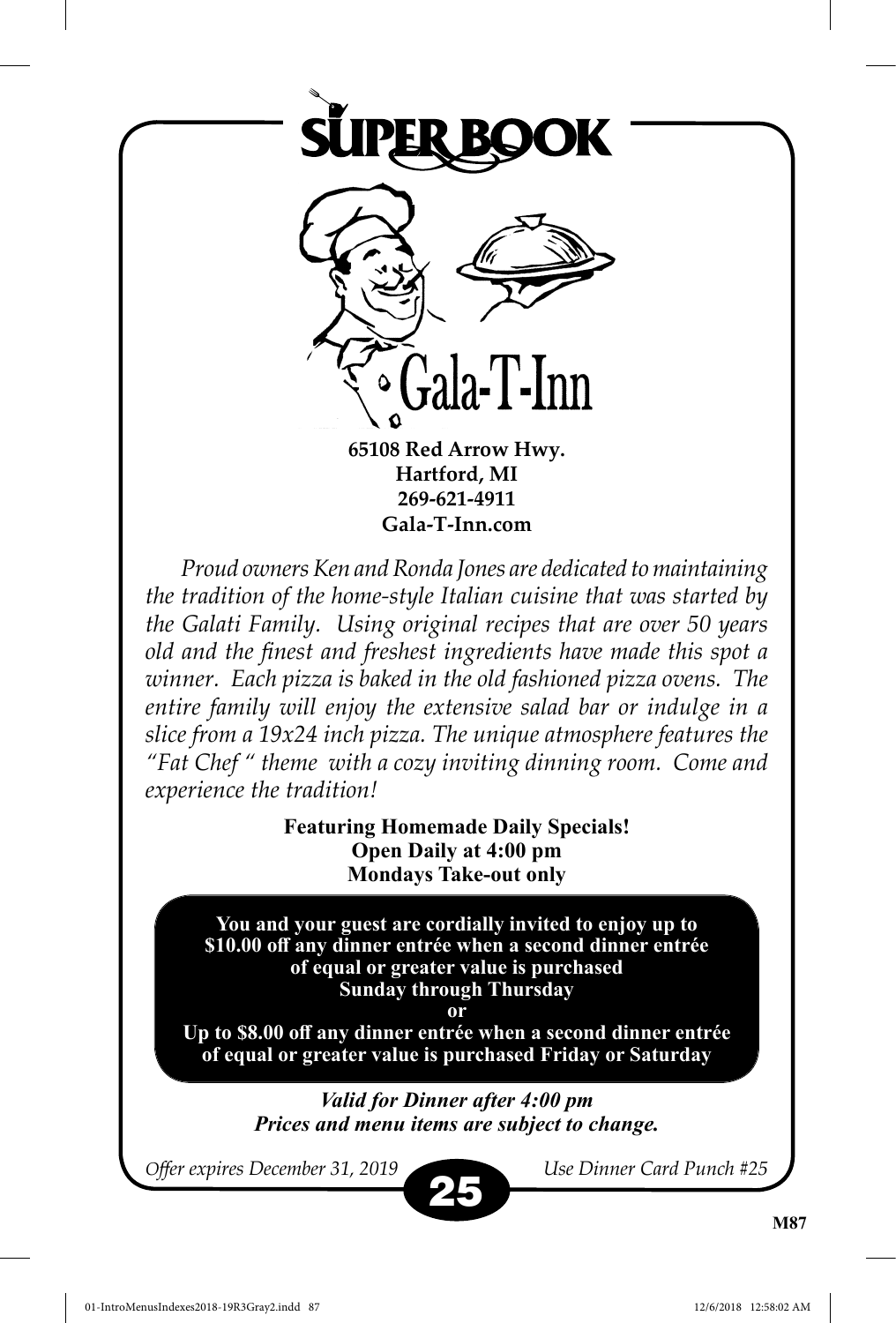# SUPER BOOK

# Gala-T-Inn

**65108 Red Arrow Hwy.**
**Hartford, MI**
**269-621-4911**
**Gala-T-Inn.com**

*Proud owners Ken and Ronda Jones are dedicated to maintaining the tradition of the home-style Italian cuisine that was started by the Galati Family. Using original recipes that are over 50 years old and the finest and freshest ingredients have made this spot a winner. Each pizza is baked in the old fashioned pizza ovens. The entire family will enjoy the extensive salad bar or indulge in a slice from a 19x24 inch pizza. The unique atmosphere features the "Fat Chef " theme with a cozy inviting dinning room. Come and experience the tradition!*

**Featuring Homemade Daily Specials!**
**Open Daily at 4:00 pm**
**Mondays Take-out only**

**You and your guest are cordially invited to enjoy up to $10.00 off any dinner entrée when a second dinner entrée of equal or greater value is purchased Sunday through Thursday**

**or**

**Up to $8.00 off any dinner entrée when a second dinner entrée of equal or greater value is purchased Friday or Saturday**

***Valid for Dinner after 4:00 pm***
***Prices and menu items are subject to change.***

*Offer expires December 31, 2019*

**25**

*Use Dinner Card Punch #25*

**M87**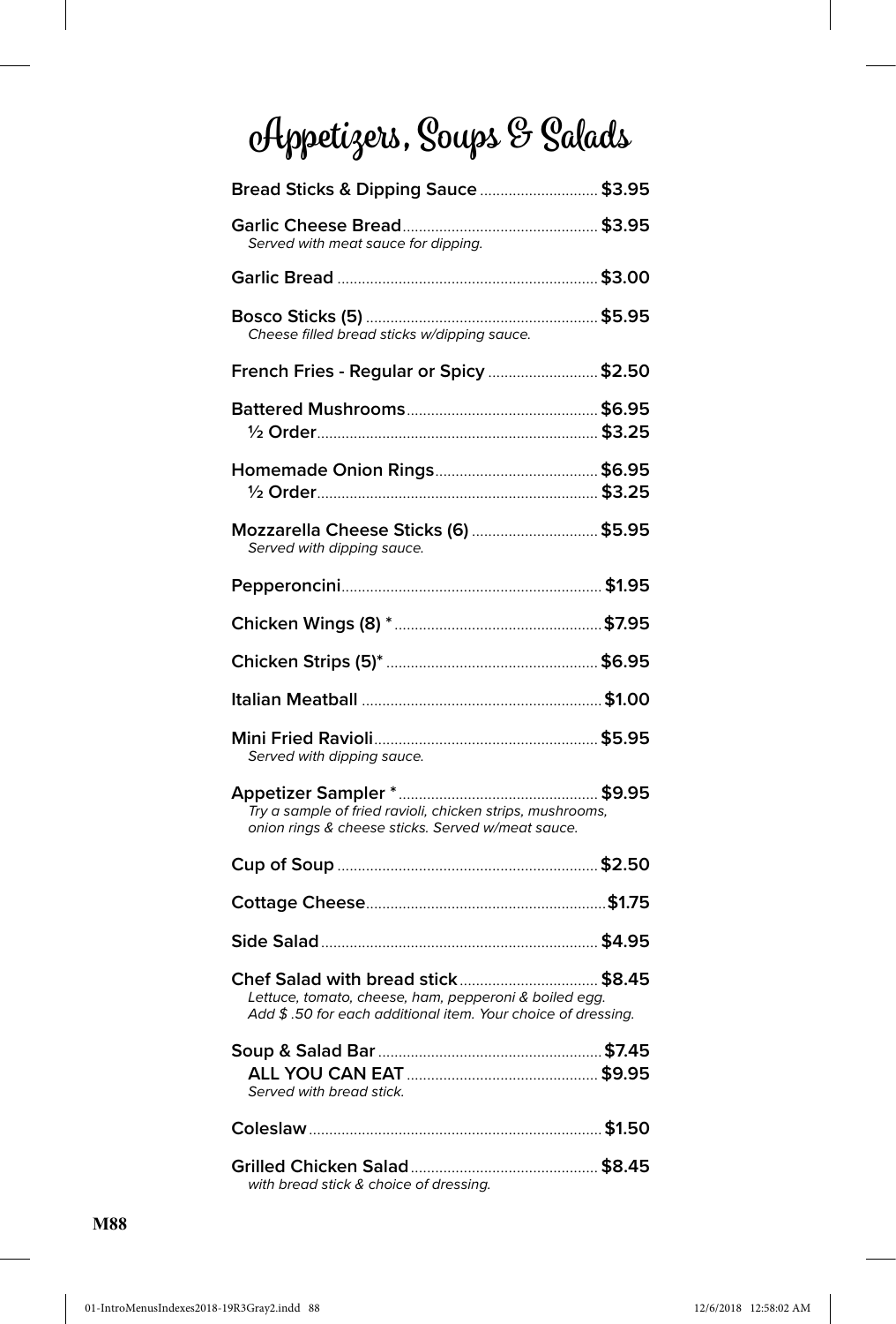# Appetizers, Soups & Salads

**Bread Sticks & Dipping Sauce** ............................ **$3.95**

**Garlic Cheese Bread** ............................................... **$3.95**
*Served with meat sauce for dipping.*

**Garlic Bread** .............................................................. **$3.00**

**Bosco Sticks (5)** ........................................................ **$5.95**
*Cheese filled bread sticks w/dipping sauce.*

**French Fries - Regular or Spicy** .......................... **$2.50**

**Battered Mushrooms** .............................................. **$6.95**
**½ Order** ................................................................... **$3.25**

**Homemade Onion Rings** ....................................... **$6.95**
**½ Order** ................................................................... **$3.25**

**Mozzarella Cheese Sticks (6)** .............................. **$5.95**
*Served with dipping sauce.*

**Pepperoncini** .............................................................. **$1.95**

**Chicken Wings (8) *** ................................................. **$7.95**

**Chicken Strips (5)*** .................................................. **$6.95**

**Italian Meatball** .......................................................... **$1.00**

**Mini Fried Ravioli** ...................................................... **$5.95**
*Served with dipping sauce.*

**Appetizer Sampler *** ................................................ **$9.95**
*Try a sample of fried ravioli, chicken strips, mushrooms, onion rings & cheese sticks. Served w/meat sauce.*

**Cup of Soup** .............................................................. **$2.50**

**Cottage Cheese** ......................................................... **$1.75**

**Side Salad** .................................................................. **$4.95**

**Chef Salad with bread stick** ................................. **$8.45**
*Lettuce, tomato, cheese, ham, pepperoni & boiled egg. Add $ .50 for each additional item. Your choice of dressing.*

**Soup & Salad Bar** ...................................................... **$7.45**
**ALL YOU CAN EAT** .............................................. **$9.95**
*Served with bread stick.*

**Coleslaw** ...................................................................... **$1.50**

**Grilled Chicken Salad** ............................................. **$8.45**
*with bread stick & choice of dressing.*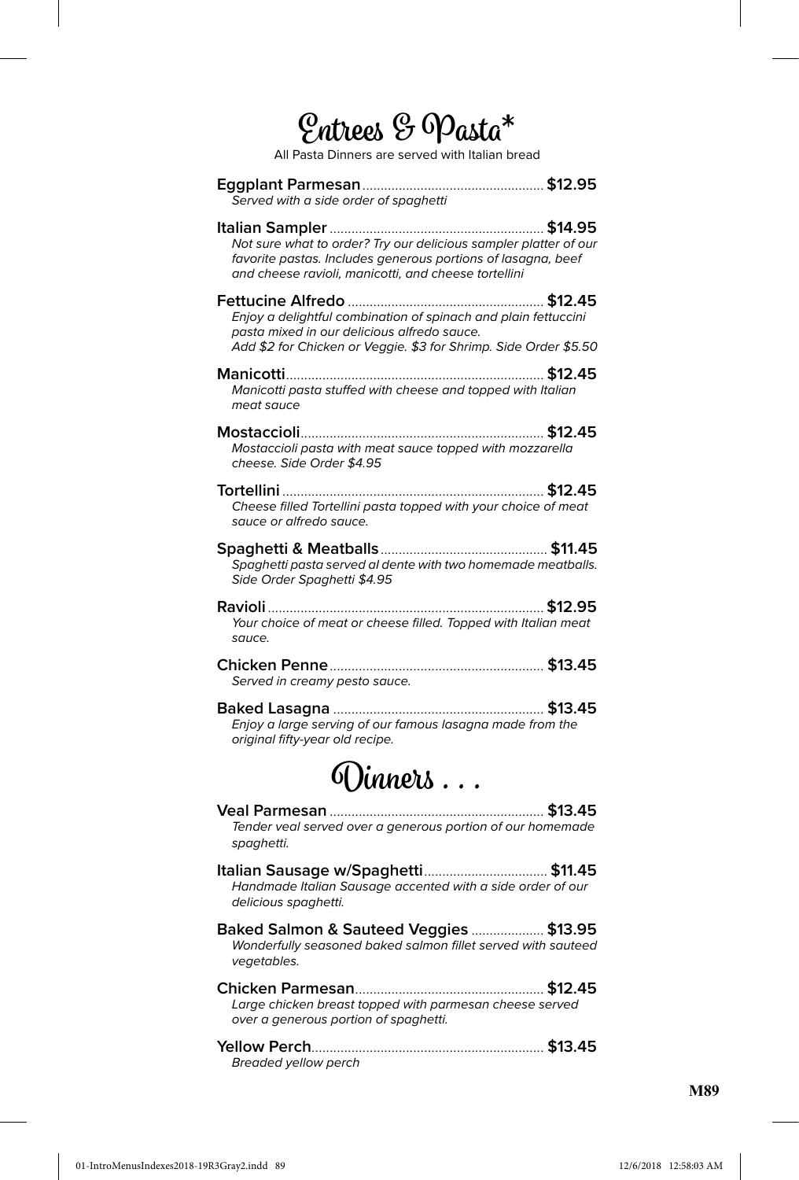# Entrees & Pasta*

All Pasta Dinners are served with Italian bread

**Eggplant Parmesan** .......... **$12.95**
*Served with a side order of spaghetti*

**Italian Sampler** .......... **$14.95**
*Not sure what to order? Try our delicious sampler platter of our favorite pastas. Includes generous portions of lasagna, beef and cheese ravioli, manicotti, and cheese tortellini*

**Fettucine Alfredo** .......... **$12.45**
*Enjoy a delightful combination of spinach and plain fettuccini pasta mixed in our delicious alfredo sauce.*
*Add $2 for Chicken or Veggie. $3 for Shrimp. Side Order $5.50*

**Manicotti** .......... **$12.45**
*Manicotti pasta stuffed with cheese and topped with Italian meat sauce*

**Mostaccioli** .......... **$12.45**
*Mostaccioli pasta with meat sauce topped with mozzarella cheese. Side Order $4.95*

**Tortellini** .......... **$12.45**
*Cheese filled Tortellini pasta topped with your choice of meat sauce or alfredo sauce.*

**Spaghetti & Meatballs** .......... **$11.45**
*Spaghetti pasta served al dente with two homemade meatballs. Side Order Spaghetti $4.95*

**Ravioli** .......... **$12.95**
*Your choice of meat or cheese filled. Topped with Italian meat sauce.*

**Chicken Penne** .......... **$13.45**
*Served in creamy pesto sauce.*

**Baked Lasagna** .......... **$13.45**
*Enjoy a large serving of our famous lasagna made from the original fifty-year old recipe.*

# Dinners . . .

**Veal Parmesan** .......... **$13.45**
*Tender veal served over a generous portion of our homemade spaghetti.*

**Italian Sausage w/Spaghetti** .......... **$11.45**
*Handmade Italian Sausage accented with a side order of our delicious spaghetti.*

**Baked Salmon & Sauteed Veggies** .......... **$13.95**
*Wonderfully seasoned baked salmon fillet served with sauteed vegetables.*

**Chicken Parmesan** .......... **$12.45**
*Large chicken breast topped with parmesan cheese served over a generous portion of spaghetti.*

**Yellow Perch** .......... **$13.45**
*Breaded yellow perch*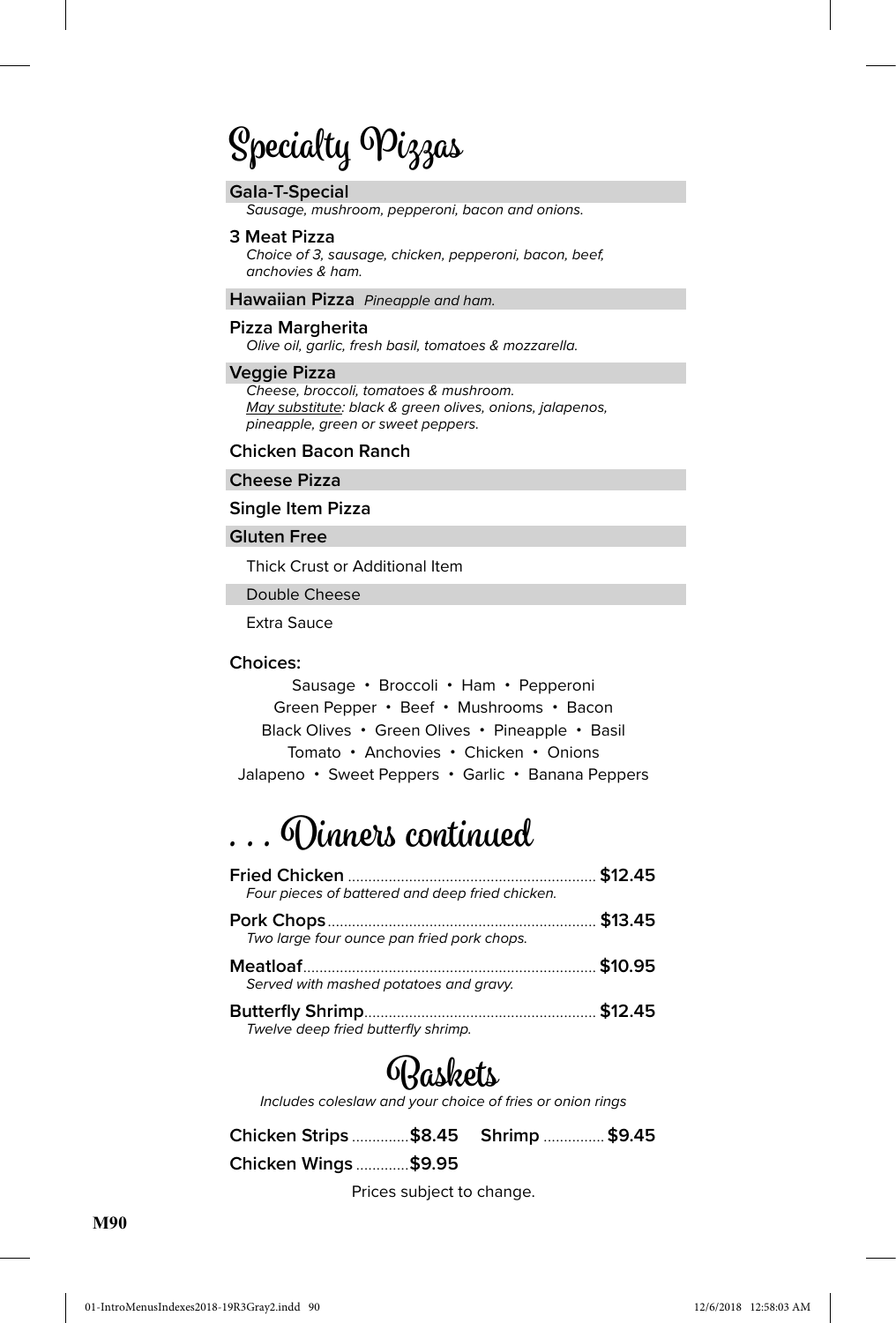# Specialty Pizzas

**Gala-T-Special**
*Sausage, mushroom, pepperoni, bacon and onions.*

**3 Meat Pizza**
*Choice of 3, sausage, chicken, pepperoni, bacon, beef, anchovies & ham.*

**Hawaiian Pizza** *Pineapple and ham.*

**Pizza Margherita**
*Olive oil, garlic, fresh basil, tomatoes & mozzarella.*

**Veggie Pizza**
*Cheese, broccoli, tomatoes & mushroom.*
*May substitute: black & green olives, onions, jalapenos, pineapple, green or sweet peppers.*

**Chicken Bacon Ranch**

**Cheese Pizza**

**Single Item Pizza**

**Gluten Free**

Thick Crust or Additional Item

Double Cheese

Extra Sauce

**Choices:**

Sausage • Broccoli • Ham • Pepperoni
Green Pepper • Beef • Mushrooms • Bacon
Black Olives • Green Olives • Pineapple • Basil
Tomato • Anchovies • Chicken • Onions
Jalapeno • Sweet Peppers • Garlic • Banana Peppers

# . . . Dinners continued

**Fried Chicken** ............ **$12.45**
*Four pieces of battered and deep fried chicken.*

**Pork Chops** ............ **$13.45**
*Two large four ounce pan fried pork chops.*

**Meatloaf** ............ **$10.95**
*Served with mashed potatoes and gravy.*

**Butterfly Shrimp** ............ **$12.45**
*Twelve deep fried butterfly shrimp.*

# Baskets

*Includes coleslaw and your choice of fries or onion rings*

**Chicken Strips** ............ **$8.45** **Shrimp** ............ **$9.45**

**Chicken Wings** ............ **$9.95**

Prices subject to change.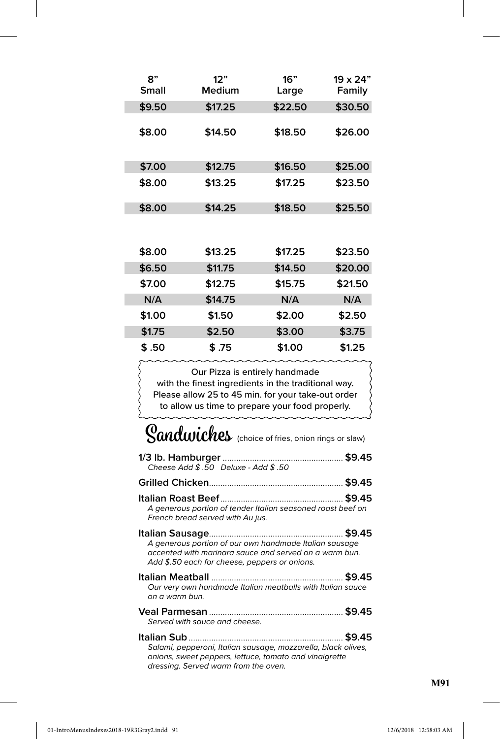| 8" Small | 12" Medium | 16" Large | 19 x 24" Family |
|---|---|---|---|
| $9.50 | $17.25 | $22.50 | $30.50 |
| $8.00 | $14.50 | $18.50 | $26.00 |
| $7.00 | $12.75 | $16.50 | $25.00 |
| $8.00 | $13.25 | $17.25 | $23.50 |
| $8.00 | $14.25 | $18.50 | $25.50 |
| $8.00 | $13.25 | $17.25 | $23.50 |
| $6.50 | $11.75 | $14.50 | $20.00 |
| $7.00 | $12.75 | $15.75 | $21.50 |
| N/A | $14.75 | N/A | N/A |
| $1.00 | $1.50 | $2.00 | $2.50 |
| $1.75 | $2.50 | $3.00 | $3.75 |
| $ .50 | $ .75 | $1.00 | $1.25 |

Our Pizza is entirely handmade
with the finest ingredients in the traditional way.
Please allow 25 to 45 min. for your take-out order
to allow us time to prepare your food properly.

## Sandwiches (choice of fries, onion rings or slaw)

**1/3 lb. Hamburger** .................... **$9.45**
*Cheese Add $ .50 Deluxe - Add $ .50*

**Grilled Chicken** .................... **$9.45**

**Italian Roast Beef** .................... **$9.45**
*A generous portion of tender Italian seasoned roast beef on French bread served with Au jus.*

**Italian Sausage** .................... **$9.45**
*A generous portion of our own handmade Italian sausage accented with marinara sauce and served on a warm bun. Add $.50 each for cheese, peppers or onions.*

**Italian Meatball** .................... **$9.45**
*Our very own handmade Italian meatballs with Italian sauce on a warm bun.*

**Veal Parmesan** .................... **$9.45**
*Served with sauce and cheese.*

**Italian Sub** .................... **$9.45**
*Salami, pepperoni, Italian sausage, mozzarella, black olives, onions, sweet peppers, lettuce, tomato and vinaigrette dressing. Served warm from the oven.*